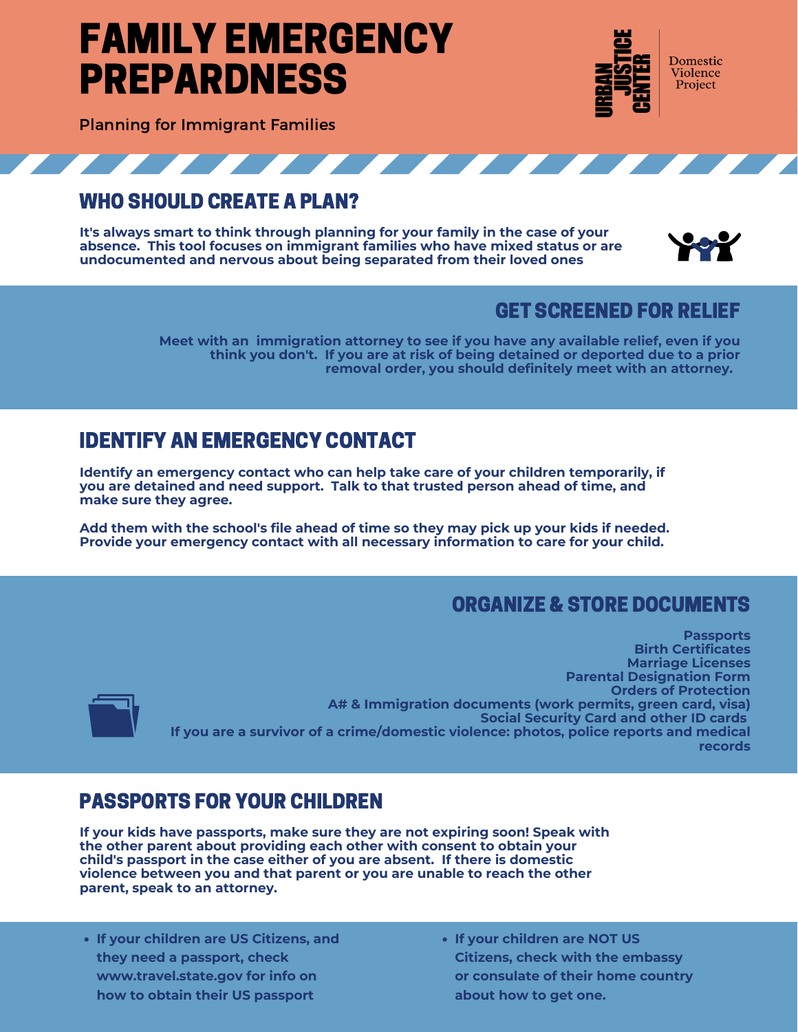# FAMILY EMERGENCY PREPARDNESS

Planning for Immigrant Families

URBAN JUSTICE CENTER
Domestic Violence Project

## WHO SHOULD CREATE A PLAN?

**It's always smart to think through planning for your family in the case of your absence. This tool focuses on immigrant families who have mixed status or are undocumented and nervous about being separated from their loved ones**

## GET SCREENED FOR RELIEF

**Meet with an immigration attorney to see if you have any available relief, even if you think you don't. If you are at risk of being detained or deported due to a prior removal order, you should definitely meet with an attorney.**

## IDENTIFY AN EMERGENCY CONTACT

**Identify an emergency contact who can help take care of your children temporarily, if you are detained and need support. Talk to that trusted person ahead of time, and make sure they agree.**

**Add them with the school's file ahead of time so they may pick up your kids if needed. Provide your emergency contact with all necessary information to care for your child.**

## ORGANIZE & STORE DOCUMENTS

**Passports**
**Birth Certificates**
**Marriage Licenses**
**Parental Designation Form**
**Orders of Protection**
**A# & Immigration documents (work permits, green card, visa)**
**Social Security Card and other ID cards**
**If you are a survivor of a crime/domestic violence: photos, police reports and medical records**

## PASSPORTS FOR YOUR CHILDREN

**If your kids have passports, make sure they are not expiring soon! Speak with the other parent about providing each other with consent to obtain your child's passport in the case either of you are absent. If there is domestic violence between you and that parent or you are unable to reach the other parent, speak to an attorney.**

- **If your children are US Citizens, and they need a passport, check www.travel.state.gov for info on how to obtain their US passport**
- **If your children are NOT US Citizens, check with the embassy or consulate of their home country about how to get one.**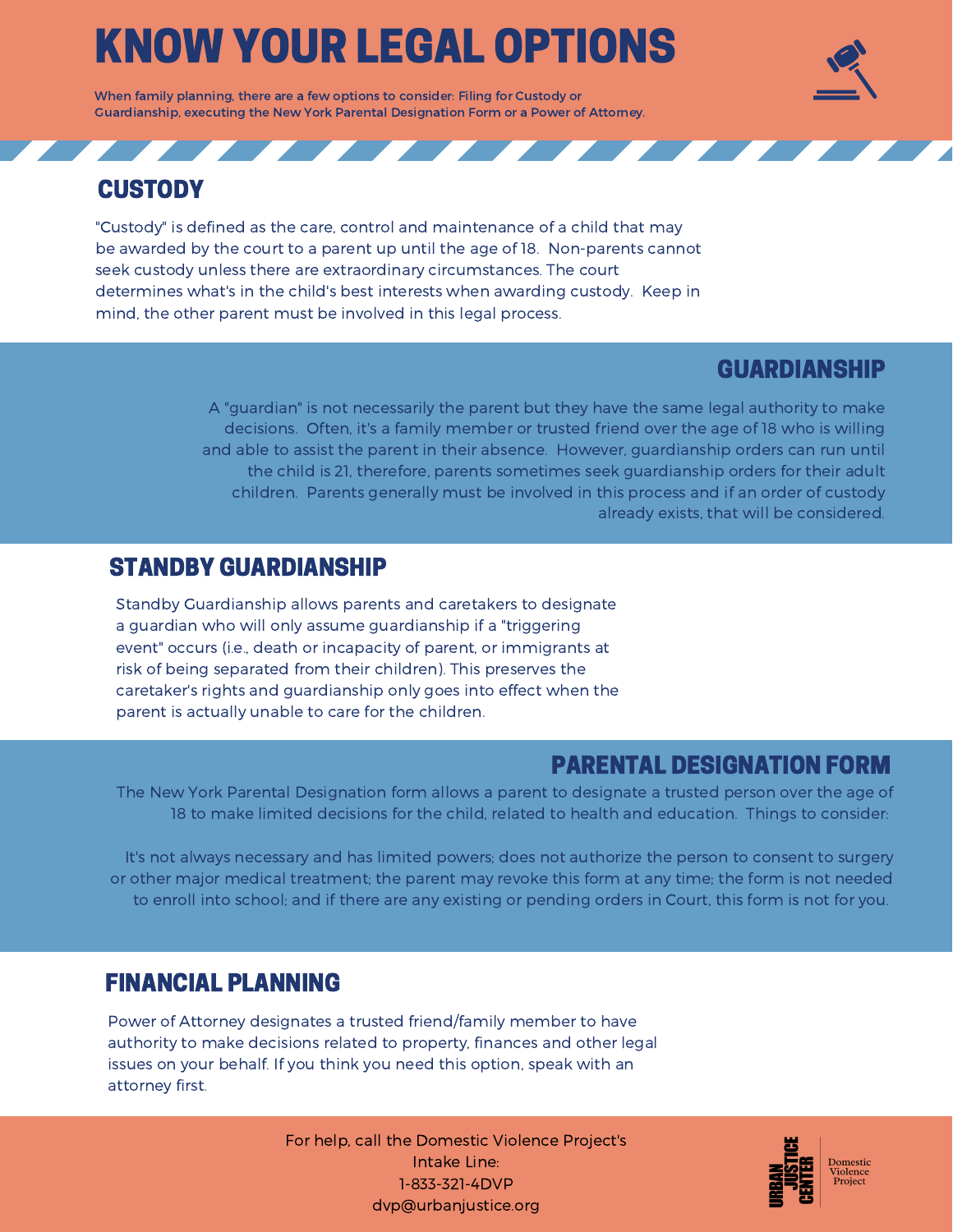# KNOW YOUR LEGAL OPTIONS

When family planning, there are a few options to consider: Filing for Custody or Guardianship, executing the New York Parental Designation Form or a Power of Attorney.

## CUSTODY

"Custody" is defined as the care, control and maintenance of a child that may be awarded by the court to a parent up until the age of 18. Non-parents cannot seek custody unless there are extraordinary circumstances. The court determines what's in the child's best interests when awarding custody. Keep in mind, the other parent must be involved in this legal process.

## GUARDIANSHIP

A "guardian" is not necessarily the parent but they have the same legal authority to make decisions. Often, it's a family member or trusted friend over the age of 18 who is willing and able to assist the parent in their absence. However, guardianship orders can run until the child is 21, therefore, parents sometimes seek guardianship orders for their adult children. Parents generally must be involved in this process and if an order of custody already exists, that will be considered.

## STANDBY GUARDIANSHIP

Standby Guardianship allows parents and caretakers to designate a guardian who will only assume guardianship if a "triggering event" occurs (i.e., death or incapacity of parent, or immigrants at risk of being separated from their children). This preserves the caretaker's rights and guardianship only goes into effect when the parent is actually unable to care for the children.

## PARENTAL DESIGNATION FORM

The New York Parental Designation form allows a parent to designate a trusted person over the age of 18 to make limited decisions for the child, related to health and education. Things to consider:

It's not always necessary and has limited powers; does not authorize the person to consent to surgery or other major medical treatment; the parent may revoke this form at any time; the form is not needed to enroll into school; and if there are any existing or pending orders in Court, this form is not for you.

## FINANCIAL PLANNING

Power of Attorney designates a trusted friend/family member to have authority to make decisions related to property, finances and other legal issues on your behalf. If you think you need this option, speak with an attorney first.

For help, call the Domestic Violence Project's Intake Line:
1-833-321-4DVP
dvp@urbanjustice.org

URBAN JUSTICE CENTER | Domestic Violence Project